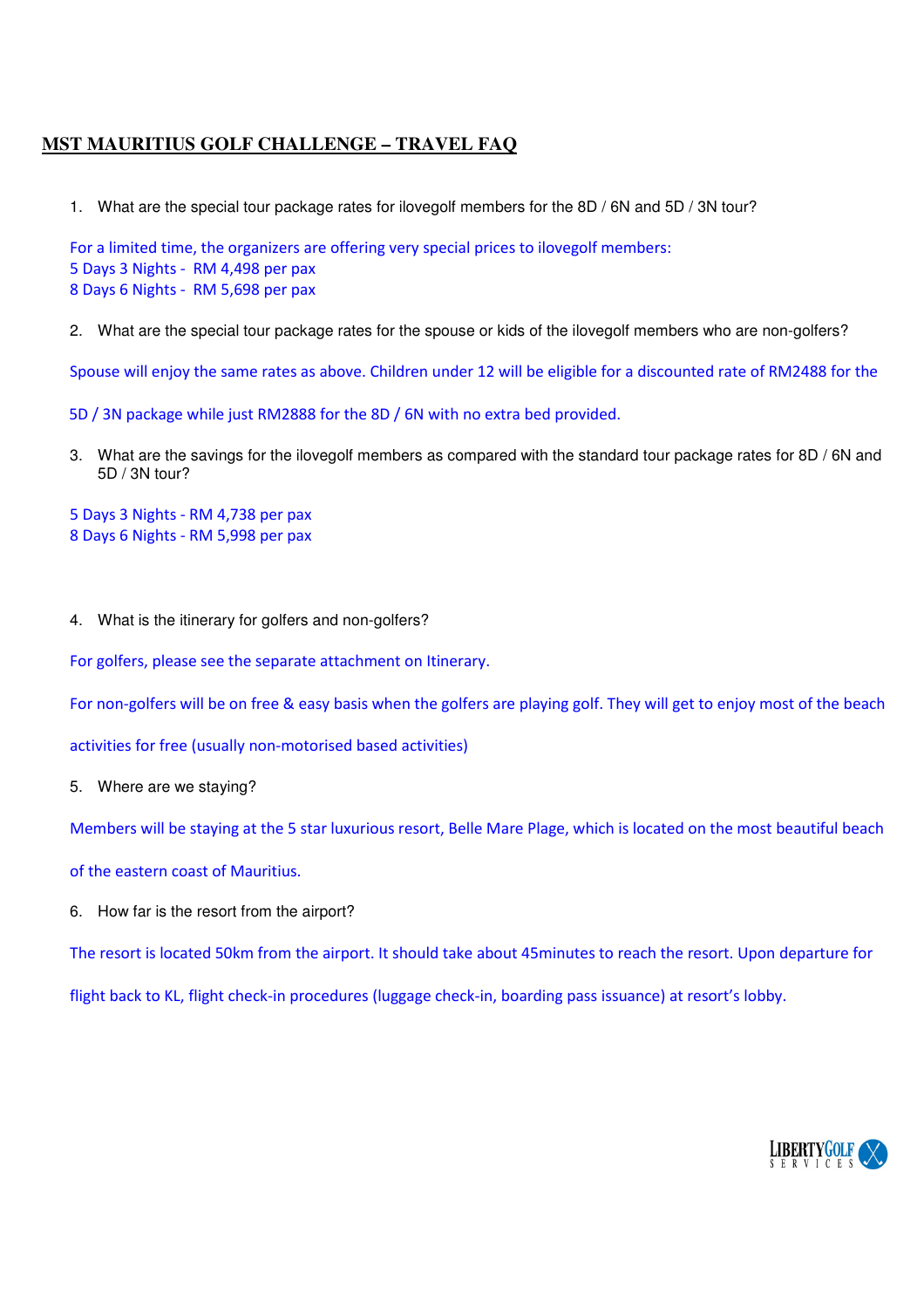# MST MAURITIUS GOLF CHALLENGE – TRAVEL FAQ

1. What are the special tour package rates for ilovegolf members for the 8D / 6N and 5D / 3N tour?

For a limited time, the organizers are offering very special prices to ilovegolf members:
5 Days 3 Nights - RM 4,498 per pax
8 Days 6 Nights - RM 5,698 per pax

2. What are the special tour package rates for the spouse or kids of the ilovegolf members who are non-golfers?

Spouse will enjoy the same rates as above. Children under 12 will be eligible for a discounted rate of RM2488 for the 5D / 3N package while just RM2888 for the 8D / 6N with no extra bed provided.

3. What are the savings for the ilovegolf members as compared with the standard tour package rates for 8D / 6N and 5D / 3N tour?

5 Days 3 Nights - RM 4,738 per pax
8 Days 6 Nights - RM 5,998 per pax

4. What is the itinerary for golfers and non-golfers?

For golfers, please see the separate attachment on Itinerary.

For non-golfers will be on free & easy basis when the golfers are playing golf. They will get to enjoy most of the beach activities for free (usually non-motorised based activities)

5. Where are we staying?

Members will be staying at the 5 star luxurious resort, Belle Mare Plage, which is located on the most beautiful beach of the eastern coast of Mauritius.

6. How far is the resort from the airport?

The resort is located 50km from the airport. It should take about 45minutes to reach the resort. Upon departure for flight back to KL, flight check-in procedures (luggage check-in, boarding pass issuance) at resort's lobby.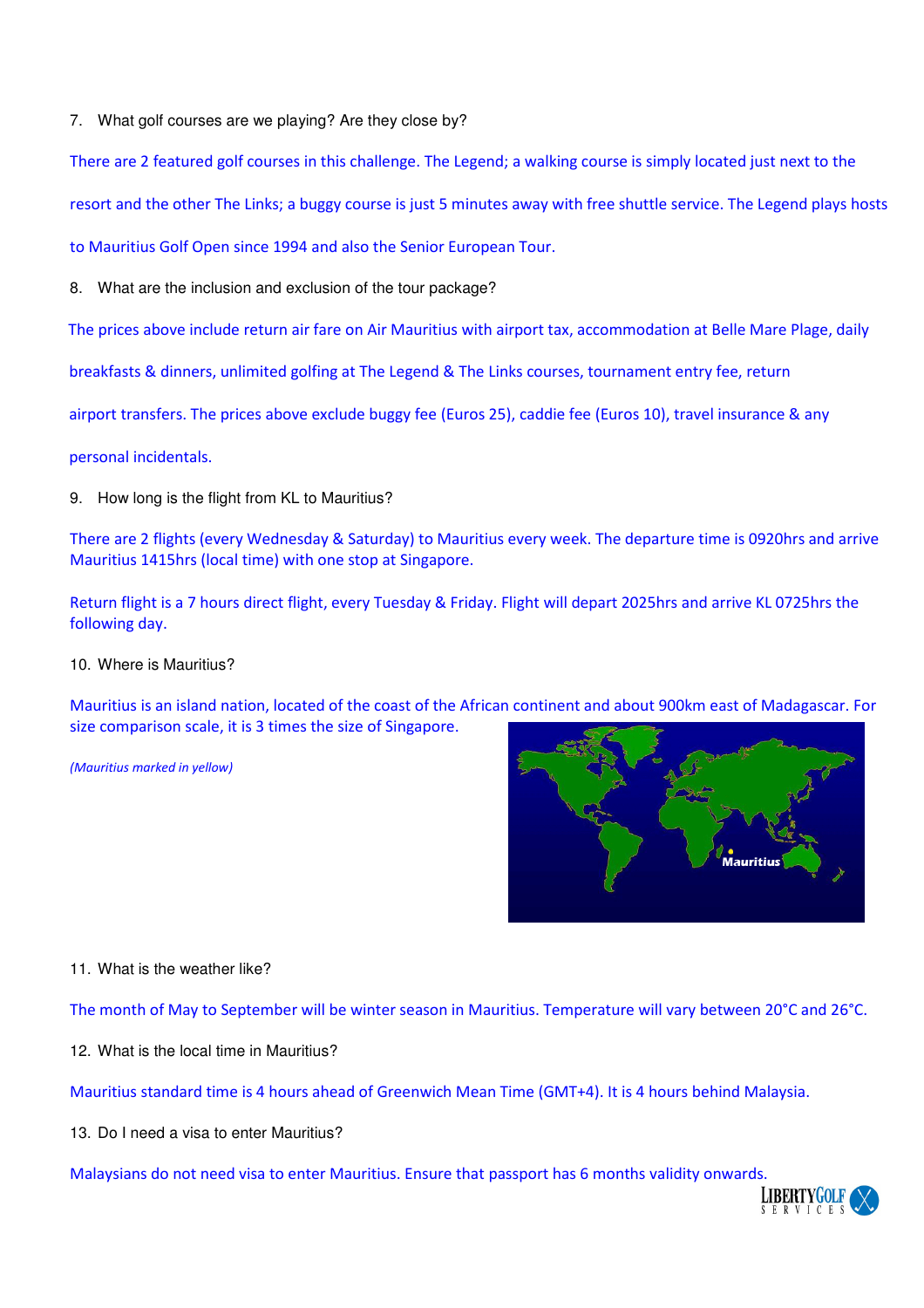7. What golf courses are we playing? Are they close by?

There are 2 featured golf courses in this challenge. The Legend; a walking course is simply located just next to the resort and the other The Links; a buggy course is just 5 minutes away with free shuttle service. The Legend plays hosts to Mauritius Golf Open since 1994 and also the Senior European Tour.

8. What are the inclusion and exclusion of the tour package?

The prices above include return air fare on Air Mauritius with airport tax, accommodation at Belle Mare Plage, daily breakfasts & dinners, unlimited golfing at The Legend & The Links courses, tournament entry fee, return airport transfers. The prices above exclude buggy fee (Euros 25), caddie fee (Euros 10), travel insurance & any personal incidentals.

9. How long is the flight from KL to Mauritius?

There are 2 flights (every Wednesday & Saturday) to Mauritius every week. The departure time is 0920hrs and arrive Mauritius 1415hrs (local time) with one stop at Singapore.

Return flight is a 7 hours direct flight, every Tuesday & Friday. Flight will depart 2025hrs and arrive KL 0725hrs the following day.

10. Where is Mauritius?

Mauritius is an island nation, located of the coast of the African continent and about 900km east of Madagascar. For size comparison scale, it is 3 times the size of Singapore.

*(Mauritius marked in yellow)*

11. What is the weather like?

The month of May to September will be winter season in Mauritius. Temperature will vary between 20°C and 26°C.

12. What is the local time in Mauritius?

Mauritius standard time is 4 hours ahead of Greenwich Mean Time (GMT+4). It is 4 hours behind Malaysia.

13. Do I need a visa to enter Mauritius?

Malaysians do not need visa to enter Mauritius. Ensure that passport has 6 months validity onwards.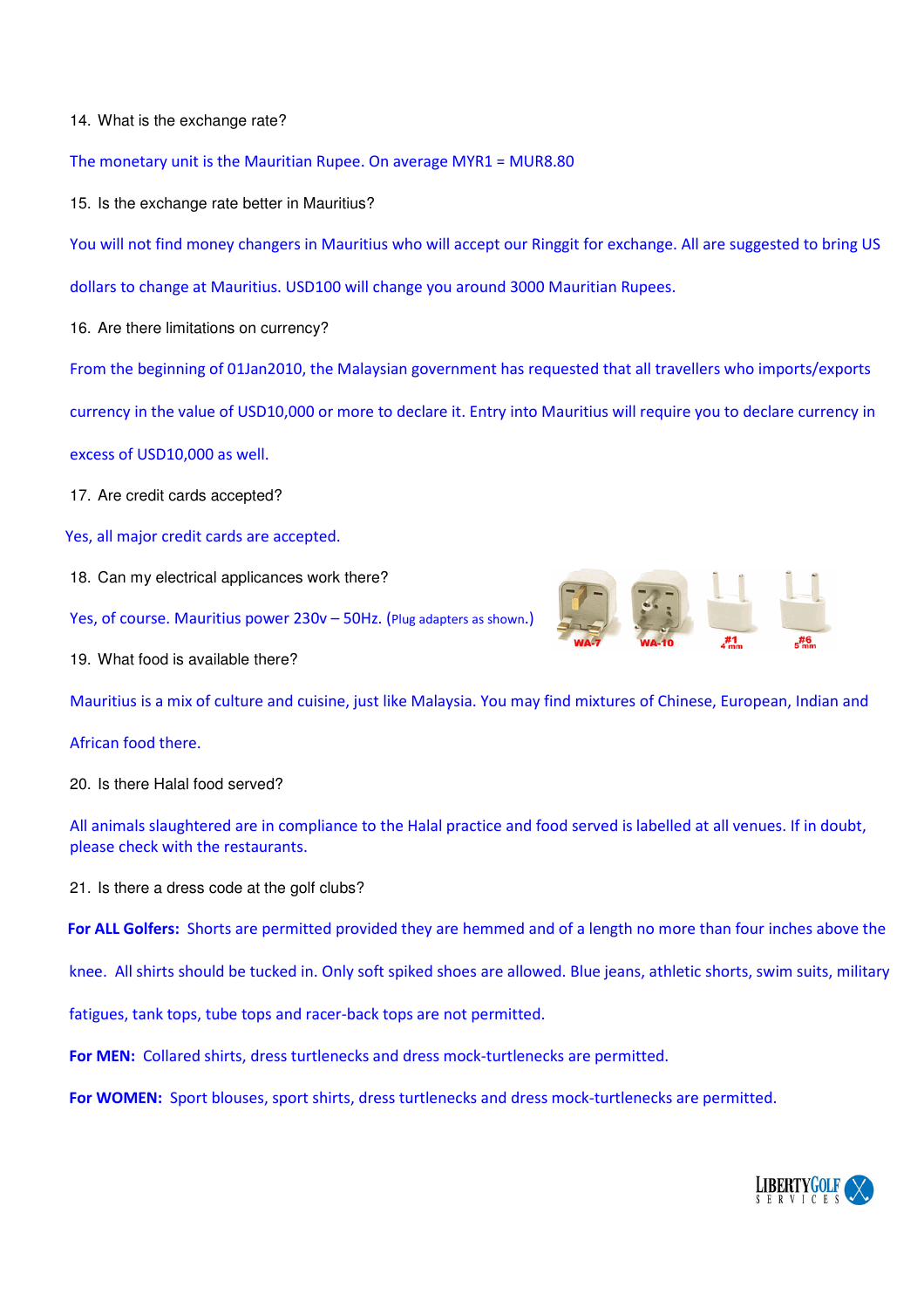14. What is the exchange rate?

The monetary unit is the Mauritian Rupee. On average MYR1 = MUR8.80

15. Is the exchange rate better in Mauritius?

You will not find money changers in Mauritius who will accept our Ringgit for exchange. All are suggested to bring US dollars to change at Mauritius. USD100 will change you around 3000 Mauritian Rupees.

16. Are there limitations on currency?

From the beginning of 01Jan2010, the Malaysian government has requested that all travellers who imports/exports currency in the value of USD10,000 or more to declare it. Entry into Mauritius will require you to declare currency in excess of USD10,000 as well.

17. Are credit cards accepted?

Yes, all major credit cards are accepted.

18. Can my electrical applicances work there?

Yes, of course. Mauritius power 230v – 50Hz. (Plug adapters as shown.)

WA-7 WA-10 #1 4 mm #6 5 mm

19. What food is available there?

Mauritius is a mix of culture and cuisine, just like Malaysia. You may find mixtures of Chinese, European, Indian and African food there.

20. Is there Halal food served?

All animals slaughtered are in compliance to the Halal practice and food served is labelled at all venues. If in doubt, please check with the restaurants.

21. Is there a dress code at the golf clubs?

**For ALL Golfers:** Shorts are permitted provided they are hemmed and of a length no more than four inches above the knee. All shirts should be tucked in. Only soft spiked shoes are allowed. Blue jeans, athletic shorts, swim suits, military fatigues, tank tops, tube tops and racer-back tops are not permitted.

**For MEN:** Collared shirts, dress turtlenecks and dress mock-turtlenecks are permitted.

**For WOMEN:** Sport blouses, sport shirts, dress turtlenecks and dress mock-turtlenecks are permitted.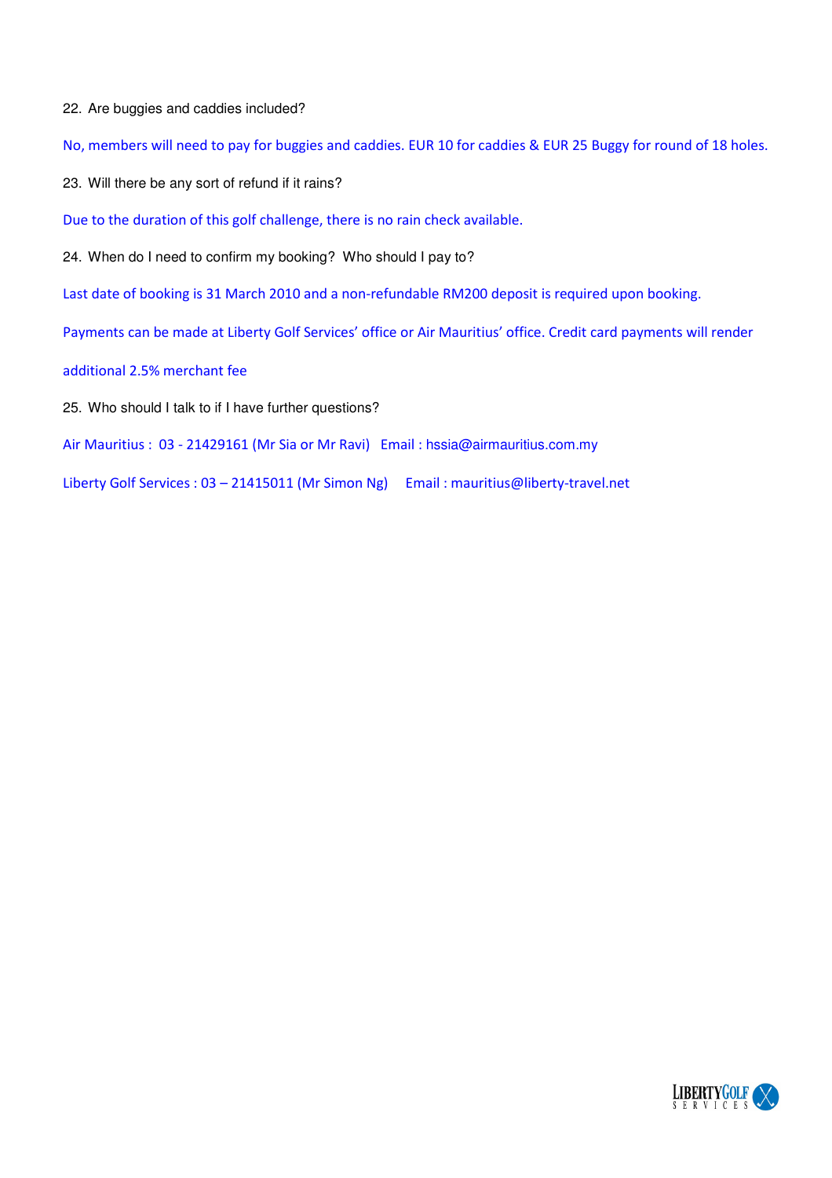22. Are buggies and caddies included?

No, members will need to pay for buggies and caddies. EUR 10 for caddies & EUR 25 Buggy for round of 18 holes.

23. Will there be any sort of refund if it rains?

Due to the duration of this golf challenge, there is no rain check available.

24. When do I need to confirm my booking? Who should I pay to?

Last date of booking is 31 March 2010 and a non-refundable RM200 deposit is required upon booking.

Payments can be made at Liberty Golf Services' office or Air Mauritius' office. Credit card payments will render additional 2.5% merchant fee

25. Who should I talk to if I have further questions?

Air Mauritius : 03 - 21429161 (Mr Sia or Mr Ravi) Email : hssia@airmauritius.com.my

Liberty Golf Services : 03 – 21415011 (Mr Simon Ng) Email : mauritius@liberty-travel.net